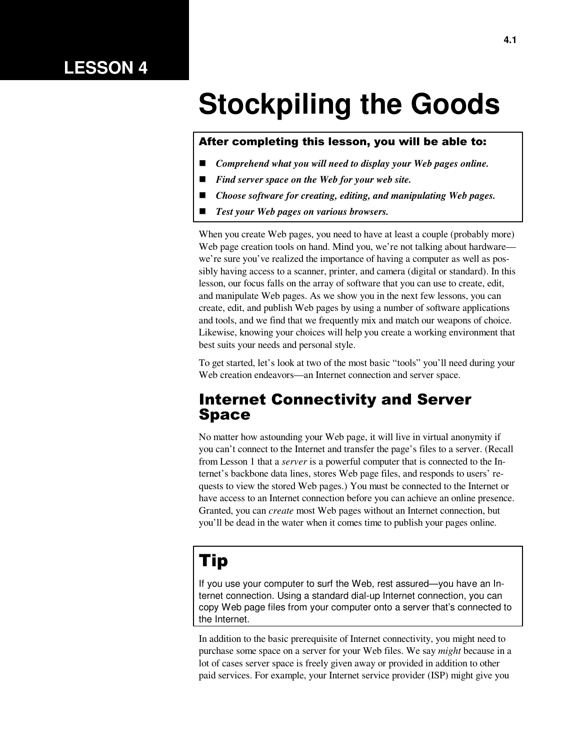# LESSON 4

# Stockpiling the Goods

**After completing this lesson, you will be able to:**

- ***Comprehend what you will need to display your Web pages online.***
- ***Find server space on the Web for your web site.***
- ***Choose software for creating, editing, and manipulating Web pages.***
- ***Test your Web pages on various browsers.***

When you create Web pages, you need to have at least a couple (probably more) Web page creation tools on hand. Mind you, we're not talking about hardware—we're sure you've realized the importance of having a computer as well as possibly having access to a scanner, printer, and camera (digital or standard). In this lesson, our focus falls on the array of software that you can use to create, edit, and manipulate Web pages. As we show you in the next few lessons, you can create, edit, and publish Web pages by using a number of software applications and tools, and we find that we frequently mix and match our weapons of choice. Likewise, knowing your choices will help you create a working environment that best suits your needs and personal style.

To get started, let's look at two of the most basic "tools" you'll need during your Web creation endeavors—an Internet connection and server space.

## Internet Connectivity and Server Space

No matter how astounding your Web page, it will live in virtual anonymity if you can't connect to the Internet and transfer the page's files to a server. (Recall from Lesson 1 that a *server* is a powerful computer that is connected to the Internet's backbone data lines, stores Web page files, and responds to users' requests to view the stored Web pages.) You must be connected to the Internet or have access to an Internet connection before you can achieve an online presence. Granted, you can *create* most Web pages without an Internet connection, but you'll be dead in the water when it comes time to publish your pages online.

> **Tip**
>
> If you use your computer to surf the Web, rest assured—you have an Internet connection. Using a standard dial-up Internet connection, you can copy Web page files from your computer onto a server that's connected to the Internet.

In addition to the basic prerequisite of Internet connectivity, you might need to purchase some space on a server for your Web files. We say *might* because in a lot of cases server space is freely given away or provided in addition to other paid services. For example, your Internet service provider (ISP) might give you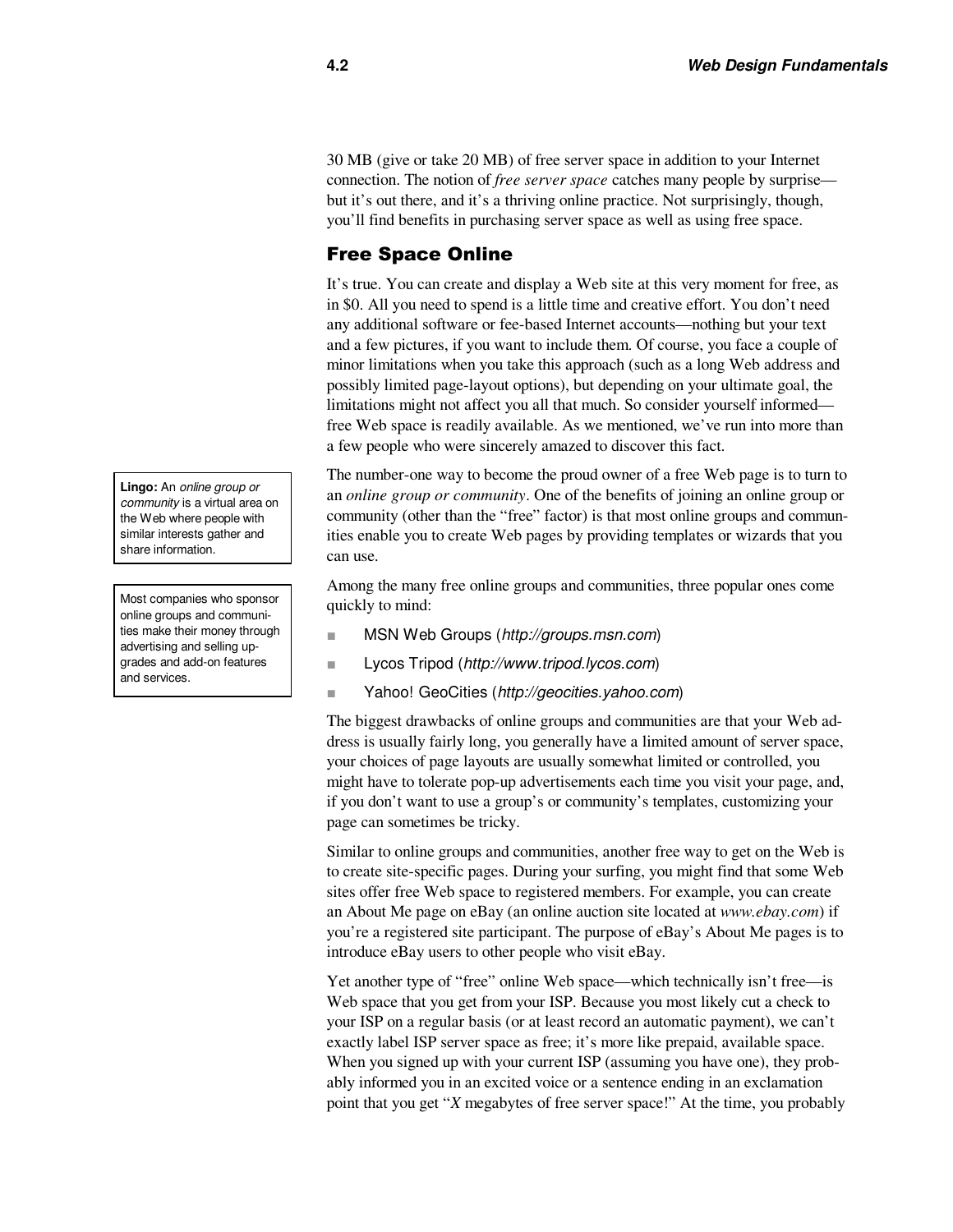30 MB (give or take 20 MB) of free server space in addition to your Internet connection. The notion of *free server space* catches many people by surprise—but it's out there, and it's a thriving online practice. Not surprisingly, though, you'll find benefits in purchasing server space as well as using free space.

## Free Space Online

It's true. You can create and display a Web site at this very moment for free, as in $0. All you need to spend is a little time and creative effort. You don't need any additional software or fee-based Internet accounts—nothing but your text and a few pictures, if you want to include them. Of course, you face a couple of minor limitations when you take this approach (such as a long Web address and possibly limited page-layout options), but depending on your ultimate goal, the limitations might not affect you all that much. So consider yourself informed—free Web space is readily available. As we mentioned, we've run into more than a few people who were sincerely amazed to discover this fact.

> **Lingo:** An *online group or community* is a virtual area on the Web where people with similar interests gather and share information.

The number-one way to become the proud owner of a free Web page is to turn to an *online group or community*. One of the benefits of joining an online group or community (other than the "free" factor) is that most online groups and communities enable you to create Web pages by providing templates or wizards that you can use.

> Most companies who sponsor online groups and communities make their money through advertising and selling upgrades and add-on features and services.

Among the many free online groups and communities, three popular ones come quickly to mind:

- MSN Web Groups (*http://groups.msn.com*)
- Lycos Tripod (*http://www.tripod.lycos.com*)
- Yahoo! GeoCities (*http://geocities.yahoo.com*)

The biggest drawbacks of online groups and communities are that your Web address is usually fairly long, you generally have a limited amount of server space, your choices of page layouts are usually somewhat limited or controlled, you might have to tolerate pop-up advertisements each time you visit your page, and, if you don't want to use a group's or community's templates, customizing your page can sometimes be tricky.

Similar to online groups and communities, another free way to get on the Web is to create site-specific pages. During your surfing, you might find that some Web sites offer free Web space to registered members. For example, you can create an About Me page on eBay (an online auction site located at *www.ebay.com*) if you're a registered site participant. The purpose of eBay's About Me pages is to introduce eBay users to other people who visit eBay.

Yet another type of "free" online Web space—which technically isn't free—is Web space that you get from your ISP. Because you most likely cut a check to your ISP on a regular basis (or at least record an automatic payment), we can't exactly label ISP server space as free; it's more like prepaid, available space. When you signed up with your current ISP (assuming you have one), they probably informed you in an excited voice or a sentence ending in an exclamation point that you get "*X* megabytes of free server space!" At the time, you probably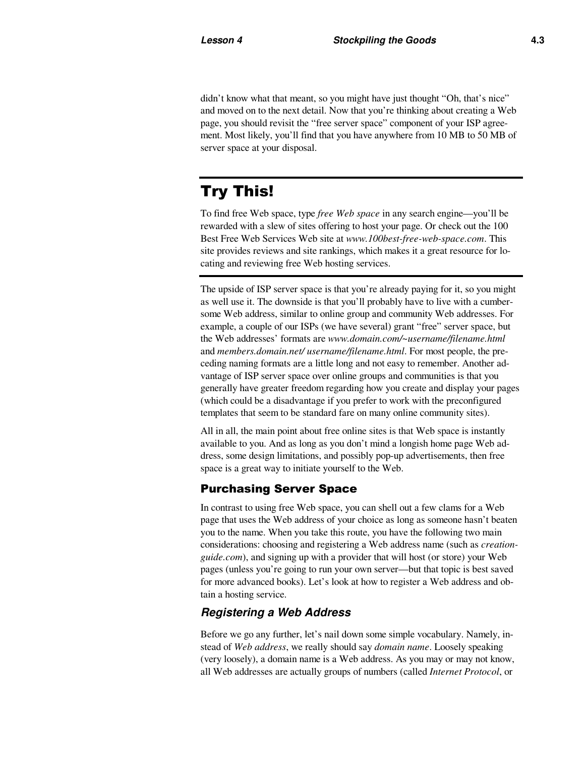didn't know what that meant, so you might have just thought "Oh, that's nice" and moved on to the next detail. Now that you're thinking about creating a Web page, you should revisit the "free server space" component of your ISP agreement. Most likely, you'll find that you have anywhere from 10 MB to 50 MB of server space at your disposal.

## Try This!

To find free Web space, type *free Web space* in any search engine—you'll be rewarded with a slew of sites offering to host your page. Or check out the 100 Best Free Web Services Web site at *www.100best-free-web-space.com*. This site provides reviews and site rankings, which makes it a great resource for locating and reviewing free Web hosting services.

---

The upside of ISP server space is that you're already paying for it, so you might as well use it. The downside is that you'll probably have to live with a cumbersome Web address, similar to online group and community Web addresses. For example, a couple of our ISPs (we have several) grant "free" server space, but the Web addresses' formats are *www.domain.com/~username/filename.html* and *members.domain.net/ username/filename.html*. For most people, the preceding naming formats are a little long and not easy to remember. Another advantage of ISP server space over online groups and communities is that you generally have greater freedom regarding how you create and display your pages (which could be a disadvantage if you prefer to work with the preconfigured templates that seem to be standard fare on many online community sites).

All in all, the main point about free online sites is that Web space is instantly available to you. And as long as you don't mind a longish home page Web address, some design limitations, and possibly pop-up advertisements, then free space is a great way to initiate yourself to the Web.

### Purchasing Server Space

In contrast to using free Web space, you can shell out a few clams for a Web page that uses the Web address of your choice as long as someone hasn't beaten you to the name. When you take this route, you have the following two main considerations: choosing and registering a Web address name (such as *creation-guide.com*), and signing up with a provider that will host (or store) your Web pages (unless you're going to run your own server—but that topic is best saved for more advanced books). Let's look at how to register a Web address and obtain a hosting service.

#### *Registering a Web Address*

Before we go any further, let's nail down some simple vocabulary. Namely, instead of *Web address*, we really should say *domain name*. Loosely speaking (very loosely), a domain name is a Web address. As you may or may not know, all Web addresses are actually groups of numbers (called *Internet Protocol*, or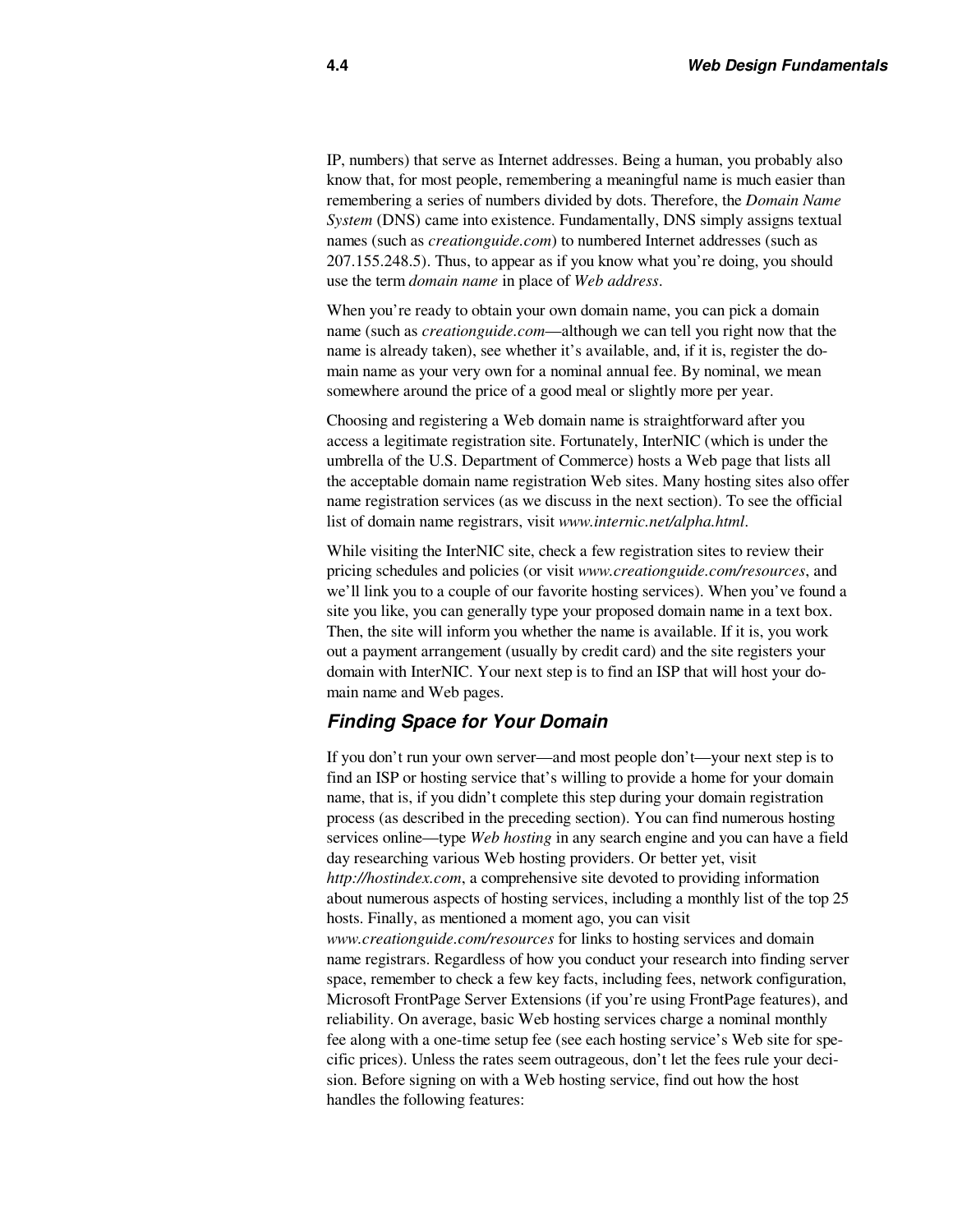IP, numbers) that serve as Internet addresses. Being a human, you probably also know that, for most people, remembering a meaningful name is much easier than remembering a series of numbers divided by dots. Therefore, the *Domain Name System* (DNS) came into existence. Fundamentally, DNS simply assigns textual names (such as *creationguide.com*) to numbered Internet addresses (such as 207.155.248.5). Thus, to appear as if you know what you're doing, you should use the term *domain name* in place of *Web address*.

When you're ready to obtain your own domain name, you can pick a domain name (such as *creationguide.com*—although we can tell you right now that the name is already taken), see whether it's available, and, if it is, register the domain name as your very own for a nominal annual fee. By nominal, we mean somewhere around the price of a good meal or slightly more per year.

Choosing and registering a Web domain name is straightforward after you access a legitimate registration site. Fortunately, InterNIC (which is under the umbrella of the U.S. Department of Commerce) hosts a Web page that lists all the acceptable domain name registration Web sites. Many hosting sites also offer name registration services (as we discuss in the next section). To see the official list of domain name registrars, visit *www.internic.net/alpha.html*.

While visiting the InterNIC site, check a few registration sites to review their pricing schedules and policies (or visit *www.creationguide.com/resources*, and we'll link you to a couple of our favorite hosting services). When you've found a site you like, you can generally type your proposed domain name in a text box. Then, the site will inform you whether the name is available. If it is, you work out a payment arrangement (usually by credit card) and the site registers your domain with InterNIC. Your next step is to find an ISP that will host your domain name and Web pages.

### *Finding Space for Your Domain*

If you don't run your own server—and most people don't—your next step is to find an ISP or hosting service that's willing to provide a home for your domain name, that is, if you didn't complete this step during your domain registration process (as described in the preceding section). You can find numerous hosting services online—type *Web hosting* in any search engine and you can have a field day researching various Web hosting providers. Or better yet, visit *http://hostindex.com*, a comprehensive site devoted to providing information about numerous aspects of hosting services, including a monthly list of the top 25 hosts. Finally, as mentioned a moment ago, you can visit *www.creationguide.com/resources* for links to hosting services and domain name registrars. Regardless of how you conduct your research into finding server space, remember to check a few key facts, including fees, network configuration, Microsoft FrontPage Server Extensions (if you're using FrontPage features), and reliability. On average, basic Web hosting services charge a nominal monthly fee along with a one-time setup fee (see each hosting service's Web site for specific prices). Unless the rates seem outrageous, don't let the fees rule your decision. Before signing on with a Web hosting service, find out how the host handles the following features: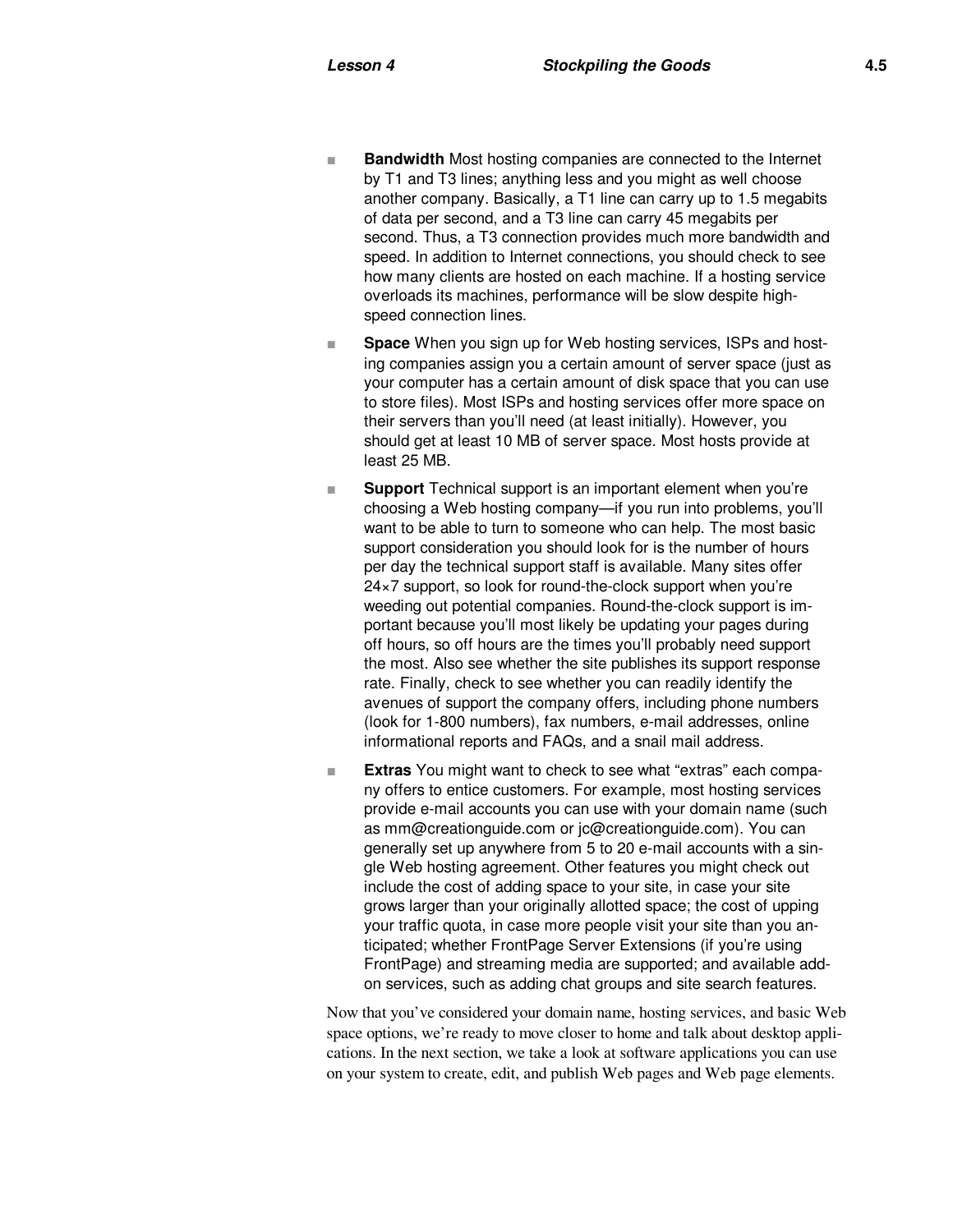- **Bandwidth** Most hosting companies are connected to the Internet by T1 and T3 lines; anything less and you might as well choose another company. Basically, a T1 line can carry up to 1.5 megabits of data per second, and a T3 line can carry 45 megabits per second. Thus, a T3 connection provides much more bandwidth and speed. In addition to Internet connections, you should check to see how many clients are hosted on each machine. If a hosting service overloads its machines, performance will be slow despite high-speed connection lines.

- **Space** When you sign up for Web hosting services, ISPs and hosting companies assign you a certain amount of server space (just as your computer has a certain amount of disk space that you can use to store files). Most ISPs and hosting services offer more space on their servers than you'll need (at least initially). However, you should get at least 10 MB of server space. Most hosts provide at least 25 MB.

- **Support** Technical support is an important element when you're choosing a Web hosting company—if you run into problems, you'll want to be able to turn to someone who can help. The most basic support consideration you should look for is the number of hours per day the technical support staff is available. Many sites offer 24×7 support, so look for round-the-clock support when you're weeding out potential companies. Round-the-clock support is important because you'll most likely be updating your pages during off hours, so off hours are the times you'll probably need support the most. Also see whether the site publishes its support response rate. Finally, check to see whether you can readily identify the avenues of support the company offers, including phone numbers (look for 1-800 numbers), fax numbers, e-mail addresses, online informational reports and FAQs, and a snail mail address.

- **Extras** You might want to check to see what "extras" each company offers to entice customers. For example, most hosting services provide e-mail accounts you can use with your domain name (such as mm@creationguide.com or jc@creationguide.com). You can generally set up anywhere from 5 to 20 e-mail accounts with a single Web hosting agreement. Other features you might check out include the cost of adding space to your site, in case your site grows larger than your originally allotted space; the cost of upping your traffic quota, in case more people visit your site than you anticipated; whether FrontPage Server Extensions (if you're using FrontPage) and streaming media are supported; and available add-on services, such as adding chat groups and site search features.

Now that you've considered your domain name, hosting services, and basic Web space options, we're ready to move closer to home and talk about desktop applications. In the next section, we take a look at software applications you can use on your system to create, edit, and publish Web pages and Web page elements.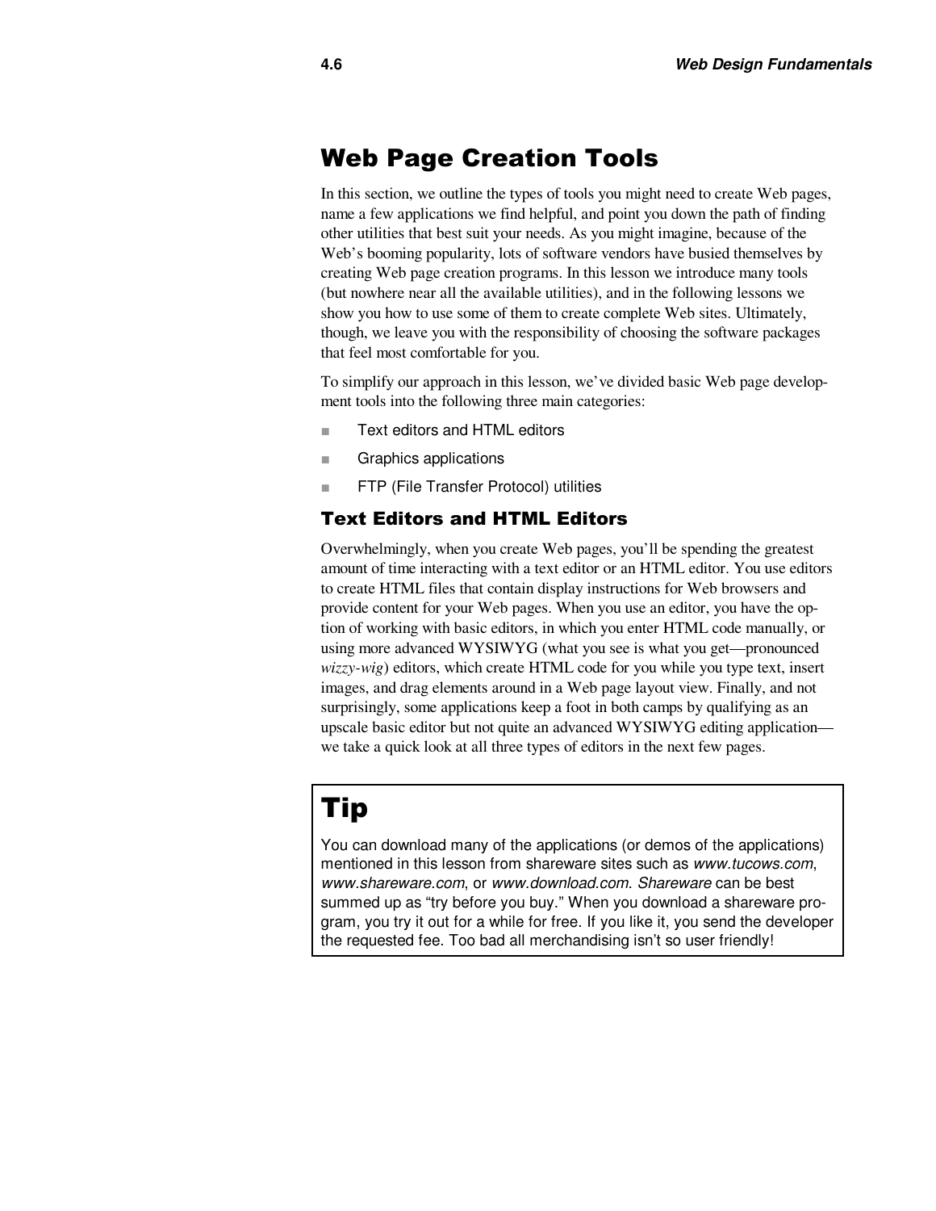# Web Page Creation Tools

In this section, we outline the types of tools you might need to create Web pages, name a few applications we find helpful, and point you down the path of finding other utilities that best suit your needs. As you might imagine, because of the Web's booming popularity, lots of software vendors have busied themselves by creating Web page creation programs. In this lesson we introduce many tools (but nowhere near all the available utilities), and in the following lessons we show you how to use some of them to create complete Web sites. Ultimately, though, we leave you with the responsibility of choosing the software packages that feel most comfortable for you.

To simplify our approach in this lesson, we've divided basic Web page development tools into the following three main categories:

- Text editors and HTML editors
- Graphics applications
- FTP (File Transfer Protocol) utilities

## Text Editors and HTML Editors

Overwhelmingly, when you create Web pages, you'll be spending the greatest amount of time interacting with a text editor or an HTML editor. You use editors to create HTML files that contain display instructions for Web browsers and provide content for your Web pages. When you use an editor, you have the option of working with basic editors, in which you enter HTML code manually, or using more advanced WYSIWYG (what you see is what you get—pronounced *wizzy-wig*) editors, which create HTML code for you while you type text, insert images, and drag elements around in a Web page layout view. Finally, and not surprisingly, some applications keep a foot in both camps by qualifying as an upscale basic editor but not quite an advanced WYSIWYG editing application—we take a quick look at all three types of editors in the next few pages.

> **Tip**
>
> You can download many of the applications (or demos of the applications) mentioned in this lesson from shareware sites such as *www.tucows.com*, *www.shareware.com*, or *www.download.com*. *Shareware* can be best summed up as "try before you buy." When you download a shareware program, you try it out for a while for free. If you like it, you send the developer the requested fee. Too bad all merchandising isn't so user friendly!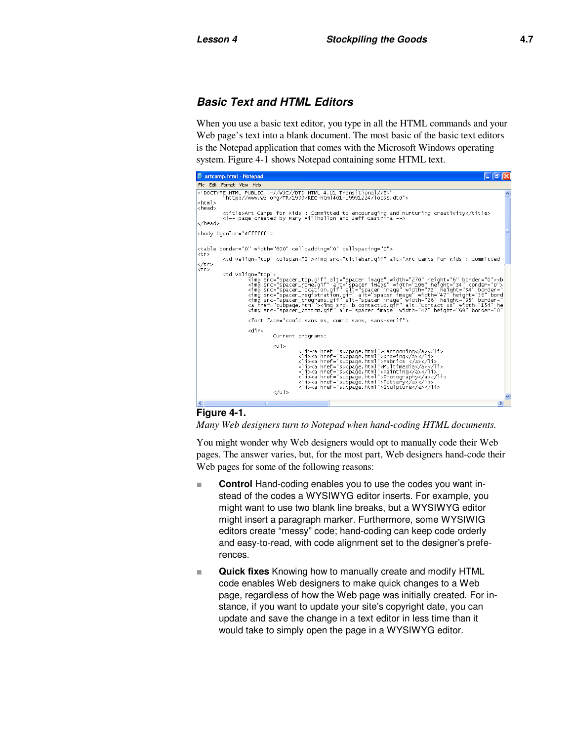## Basic Text and HTML Editors

When you use a basic text editor, you type in all the HTML commands and your Web page's text into a blank document. The most basic of the basic text editors is the Notepad application that comes with the Microsoft Windows operating system. Figure 4-1 shows Notepad containing some HTML text.

**Figure 4-1.**

*Many Web designers turn to Notepad when hand-coding HTML documents.*

You might wonder why Web designers would opt to manually code their Web pages. The answer varies, but, for the most part, Web designers hand-code their Web pages for some of the following reasons:

- **Control** Hand-coding enables you to use the codes you want instead of the codes a WYSIWYG editor inserts. For example, you might want to use two blank line breaks, but a WYSIWYG editor might insert a paragraph marker. Furthermore, some WYSIWIG editors create "messy" code; hand-coding can keep code orderly and easy-to-read, with code alignment set to the designer's preferences.
- **Quick fixes** Knowing how to manually create and modify HTML code enables Web designers to make quick changes to a Web page, regardless of how the Web page was initially created. For instance, if you want to update your site's copyright date, you can update and save the change in a text editor in less time than it would take to simply open the page in a WYSIWYG editor.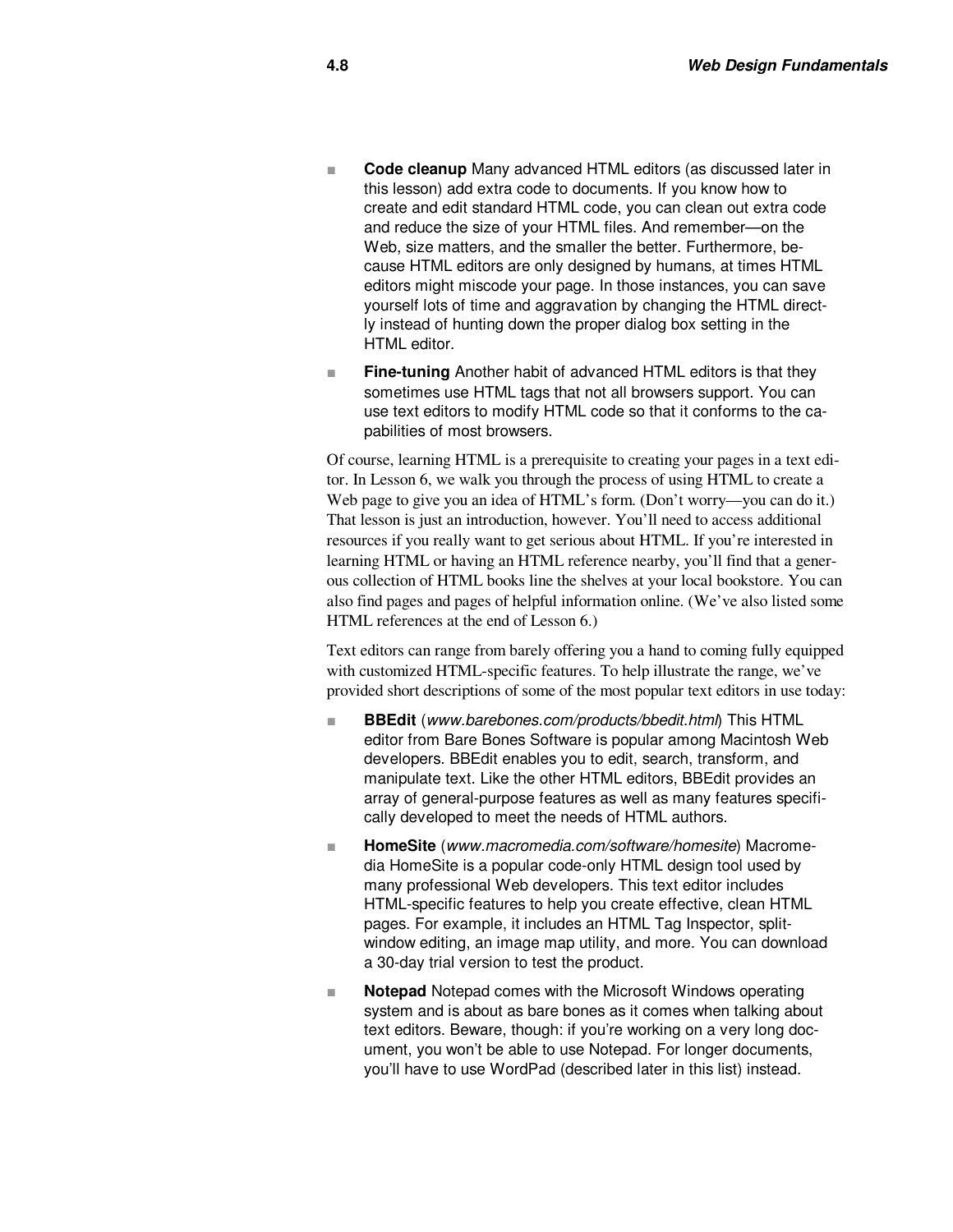- **Code cleanup** Many advanced HTML editors (as discussed later in this lesson) add extra code to documents. If you know how to create and edit standard HTML code, you can clean out extra code and reduce the size of your HTML files. And remember—on the Web, size matters, and the smaller the better. Furthermore, because HTML editors are only designed by humans, at times HTML editors might miscode your page. In those instances, you can save yourself lots of time and aggravation by changing the HTML directly instead of hunting down the proper dialog box setting in the HTML editor.
- **Fine-tuning** Another habit of advanced HTML editors is that they sometimes use HTML tags that not all browsers support. You can use text editors to modify HTML code so that it conforms to the capabilities of most browsers.

Of course, learning HTML is a prerequisite to creating your pages in a text editor. In Lesson 6, we walk you through the process of using HTML to create a Web page to give you an idea of HTML's form. (Don't worry—you can do it.) That lesson is just an introduction, however. You'll need to access additional resources if you really want to get serious about HTML. If you're interested in learning HTML or having an HTML reference nearby, you'll find that a generous collection of HTML books line the shelves at your local bookstore. You can also find pages and pages of helpful information online. (We've also listed some HTML references at the end of Lesson 6.)

Text editors can range from barely offering you a hand to coming fully equipped with customized HTML-specific features. To help illustrate the range, we've provided short descriptions of some of the most popular text editors in use today:

- **BBEdit** (*www.barebones.com/products/bbedit.html*) This HTML editor from Bare Bones Software is popular among Macintosh Web developers. BBEdit enables you to edit, search, transform, and manipulate text. Like the other HTML editors, BBEdit provides an array of general-purpose features as well as many features specifically developed to meet the needs of HTML authors.
- **HomeSite** (*www.macromedia.com/software/homesite*) Macromedia HomeSite is a popular code-only HTML design tool used by many professional Web developers. This text editor includes HTML-specific features to help you create effective, clean HTML pages. For example, it includes an HTML Tag Inspector, split-window editing, an image map utility, and more. You can download a 30-day trial version to test the product.
- **Notepad** Notepad comes with the Microsoft Windows operating system and is about as bare bones as it comes when talking about text editors. Beware, though: if you're working on a very long document, you won't be able to use Notepad. For longer documents, you'll have to use WordPad (described later in this list) instead.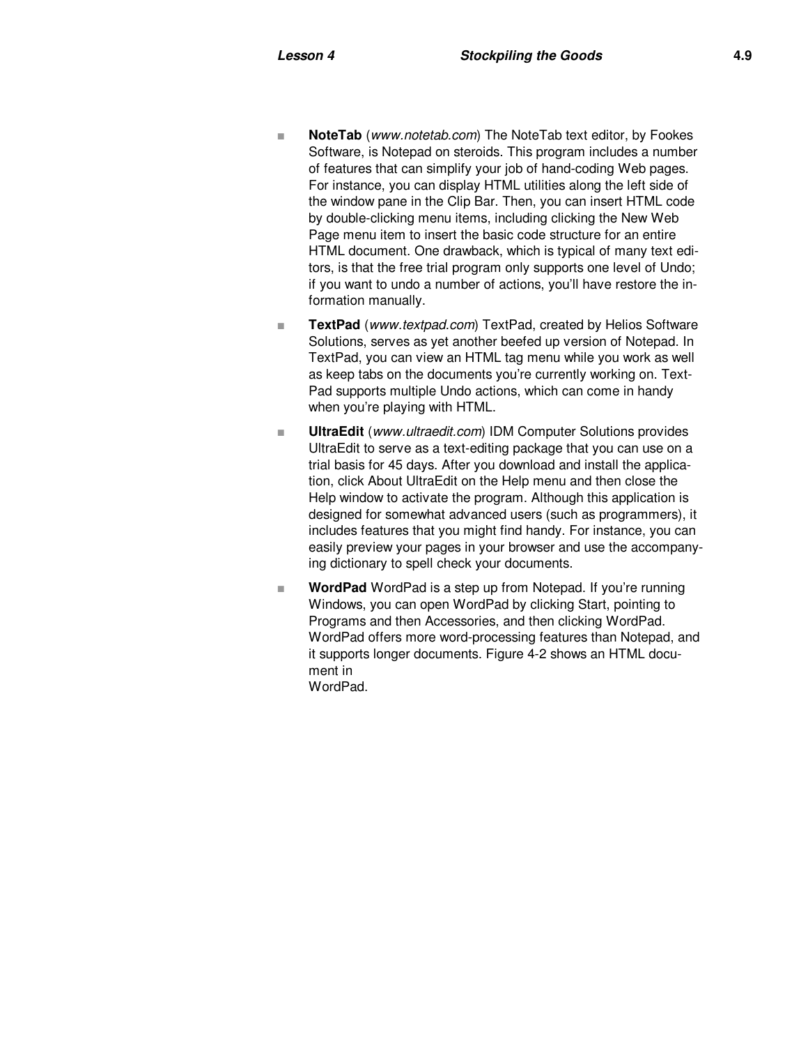- **NoteTab** (*www.notetab.com*) The NoteTab text editor, by Fookes Software, is Notepad on steroids. This program includes a number of features that can simplify your job of hand-coding Web pages. For instance, you can display HTML utilities along the left side of the window pane in the Clip Bar. Then, you can insert HTML code by double-clicking menu items, including clicking the New Web Page menu item to insert the basic code structure for an entire HTML document. One drawback, which is typical of many text editors, is that the free trial program only supports one level of Undo; if you want to undo a number of actions, you'll have restore the information manually.
- **TextPad** (*www.textpad.com*) TextPad, created by Helios Software Solutions, serves as yet another beefed up version of Notepad. In TextPad, you can view an HTML tag menu while you work as well as keep tabs on the documents you're currently working on. TextPad supports multiple Undo actions, which can come in handy when you're playing with HTML.
- **UltraEdit** (*www.ultraedit.com*) IDM Computer Solutions provides UltraEdit to serve as a text-editing package that you can use on a trial basis for 45 days. After you download and install the application, click About UltraEdit on the Help menu and then close the Help window to activate the program. Although this application is designed for somewhat advanced users (such as programmers), it includes features that you might find handy. For instance, you can easily preview your pages in your browser and use the accompanying dictionary to spell check your documents.
- **WordPad** WordPad is a step up from Notepad. If you're running Windows, you can open WordPad by clicking Start, pointing to Programs and then Accessories, and then clicking WordPad. WordPad offers more word-processing features than Notepad, and it supports longer documents. Figure 4-2 shows an HTML document in WordPad.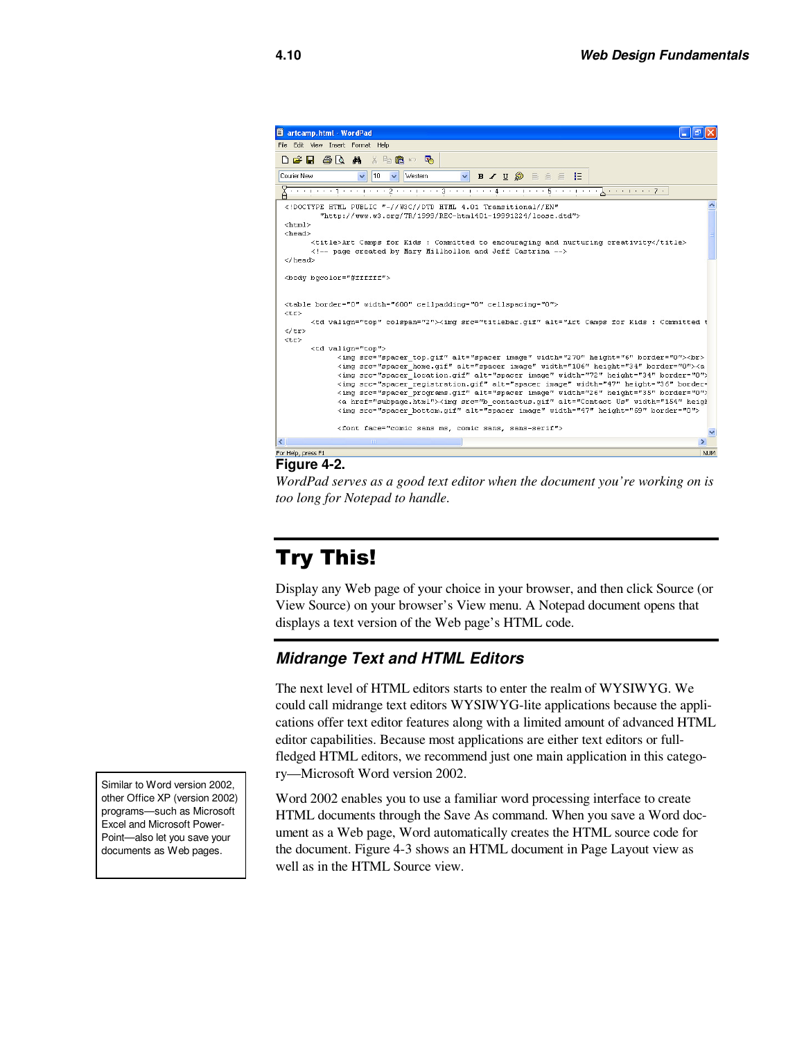**Figure 4-2.**

*WordPad serves as a good text editor when the document you're working on is too long for Notepad to handle.*

## Try This!

Display any Web page of your choice in your browser, and then click Source (or View Source) on your browser's View menu. A Notepad document opens that displays a text version of the Web page's HTML code.

### *Midrange Text and HTML Editors*

The next level of HTML editors starts to enter the realm of WYSIWYG. We could call midrange text editors WYSIWYG-lite applications because the applications offer text editor features along with a limited amount of advanced HTML editor capabilities. Because most applications are either text editors or full-fledged HTML editors, we recommend just one main application in this category—Microsoft Word version 2002.

Similar to Word version 2002, other Office XP (version 2002) programs—such as Microsoft Excel and Microsoft PowerPoint—also let you save your documents as Web pages.

Word 2002 enables you to use a familiar word processing interface to create HTML documents through the Save As command. When you save a Word document as a Web page, Word automatically creates the HTML source code for the document. Figure 4-3 shows an HTML document in Page Layout view as well as in the HTML Source view.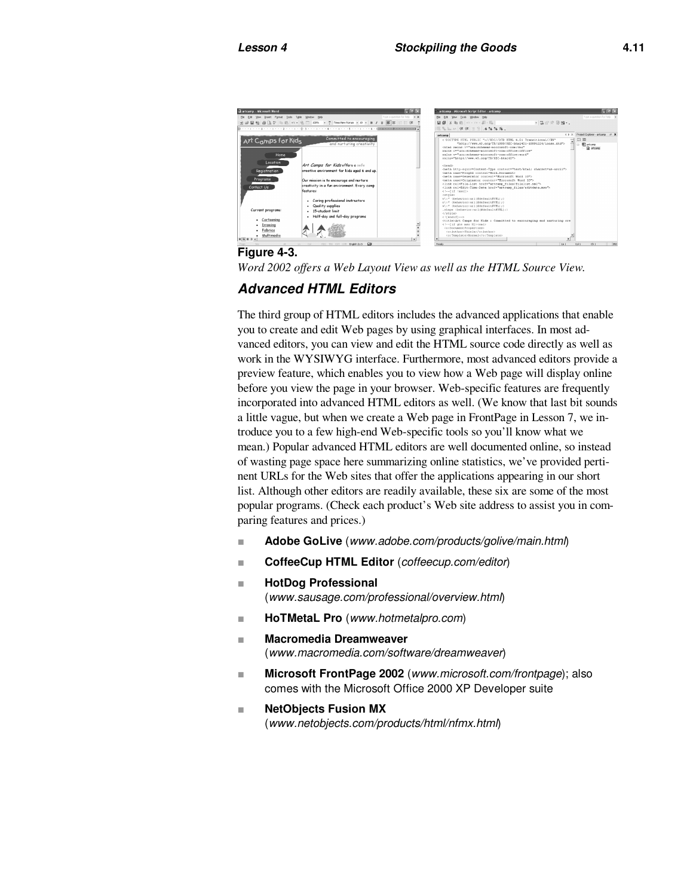**Figure 4-3.**

*Word 2002 offers a Web Layout View as well as the HTML Source View.*

### Advanced HTML Editors

The third group of HTML editors includes the advanced applications that enable you to create and edit Web pages by using graphical interfaces. In most advanced editors, you can view and edit the HTML source code directly as well as work in the WYSIWYG interface. Furthermore, most advanced editors provide a preview feature, which enables you to view how a Web page will display online before you view the page in your browser. Web-specific features are frequently incorporated into advanced HTML editors as well. (We know that last bit sounds a little vague, but when we create a Web page in FrontPage in Lesson 7, we introduce you to a few high-end Web-specific tools so you'll know what we mean.) Popular advanced HTML editors are well documented online, so instead of wasting page space here summarizing online statistics, we've provided pertinent URLs for the Web sites that offer the applications appearing in our short list. Although other editors are readily available, these six are some of the most popular programs. (Check each product's Web site address to assist you in comparing features and prices.)

- **Adobe GoLive** (*www.adobe.com/products/golive/main.html*)
- **CoffeeCup HTML Editor** (*coffeecup.com/editor*)
- **HotDog Professional** (*www.sausage.com/professional/overview.html*)
- **HoTMetaL Pro** (*www.hotmetalpro.com*)
- **Macromedia Dreamweaver** (*www.macromedia.com/software/dreamweaver*)
- **Microsoft FrontPage 2002** (*www.microsoft.com/frontpage*); also comes with the Microsoft Office 2000 XP Developer suite
- **NetObjects Fusion MX** (*www.netobjects.com/products/html/nfmx.html*)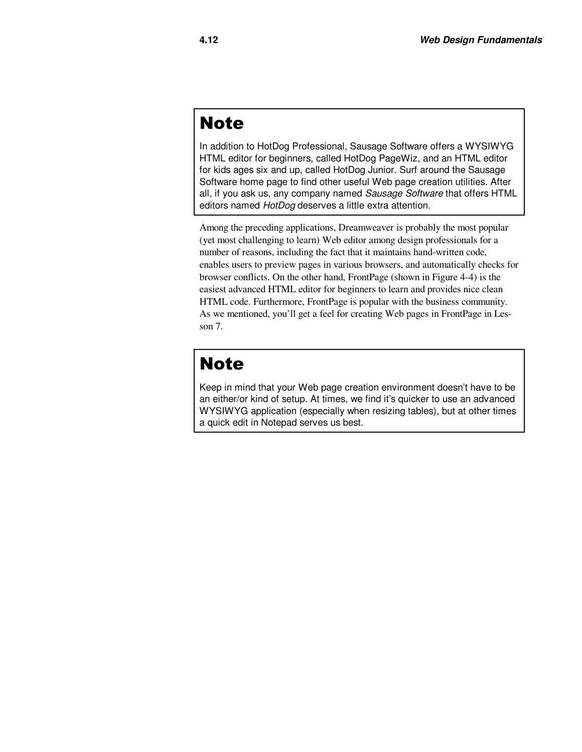> **Note**
>
> In addition to HotDog Professional, Sausage Software offers a WYSIWYG HTML editor for beginners, called HotDog PageWiz, and an HTML editor for kids ages six and up, called HotDog Junior. Surf around the Sausage Software home page to find other useful Web page creation utilities. After all, if you ask us, any company named *Sausage Software* that offers HTML editors named *HotDog* deserves a little extra attention.

Among the preceding applications, Dreamweaver is probably the most popular (yet most challenging to learn) Web editor among design professionals for a number of reasons, including the fact that it maintains hand-written code, enables users to preview pages in various browsers, and automatically checks for browser conflicts. On the other hand, FrontPage (shown in Figure 4-4) is the easiest advanced HTML editor for beginners to learn and provides nice clean HTML code. Furthermore, FrontPage is popular with the business community. As we mentioned, you'll get a feel for creating Web pages in FrontPage in Lesson 7.

> **Note**
>
> Keep in mind that your Web page creation environment doesn't have to be an either/or kind of setup. At times, we find it's quicker to use an advanced WYSIWYG application (especially when resizing tables), but at other times a quick edit in Notepad serves us best.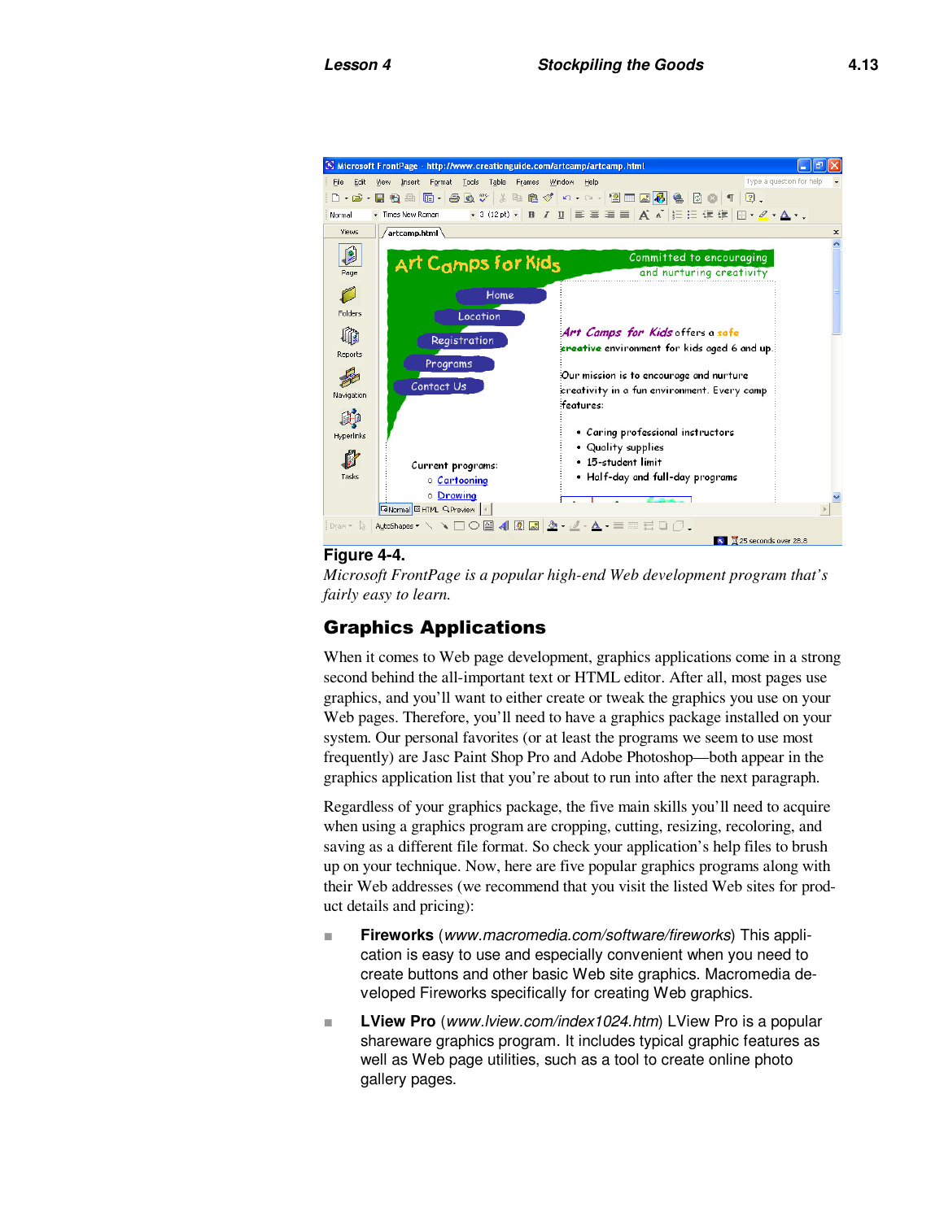**Figure 4-4.**

*Microsoft FrontPage is a popular high-end Web development program that's fairly easy to learn.*

## Graphics Applications

When it comes to Web page development, graphics applications come in a strong second behind the all-important text or HTML editor. After all, most pages use graphics, and you'll want to either create or tweak the graphics you use on your Web pages. Therefore, you'll need to have a graphics package installed on your system. Our personal favorites (or at least the programs we seem to use most frequently) are Jasc Paint Shop Pro and Adobe Photoshop—both appear in the graphics application list that you're about to run into after the next paragraph.

Regardless of your graphics package, the five main skills you'll need to acquire when using a graphics program are cropping, cutting, resizing, recoloring, and saving as a different file format. So check your application's help files to brush up on your technique. Now, here are five popular graphics programs along with their Web addresses (we recommend that you visit the listed Web sites for product details and pricing):

- **Fireworks** (*www.macromedia.com/software/fireworks*) This application is easy to use and especially convenient when you need to create buttons and other basic Web site graphics. Macromedia developed Fireworks specifically for creating Web graphics.
- **LView Pro** (*www.lview.com/index1024.htm*) LView Pro is a popular shareware graphics program. It includes typical graphic features as well as Web page utilities, such as a tool to create online photo gallery pages.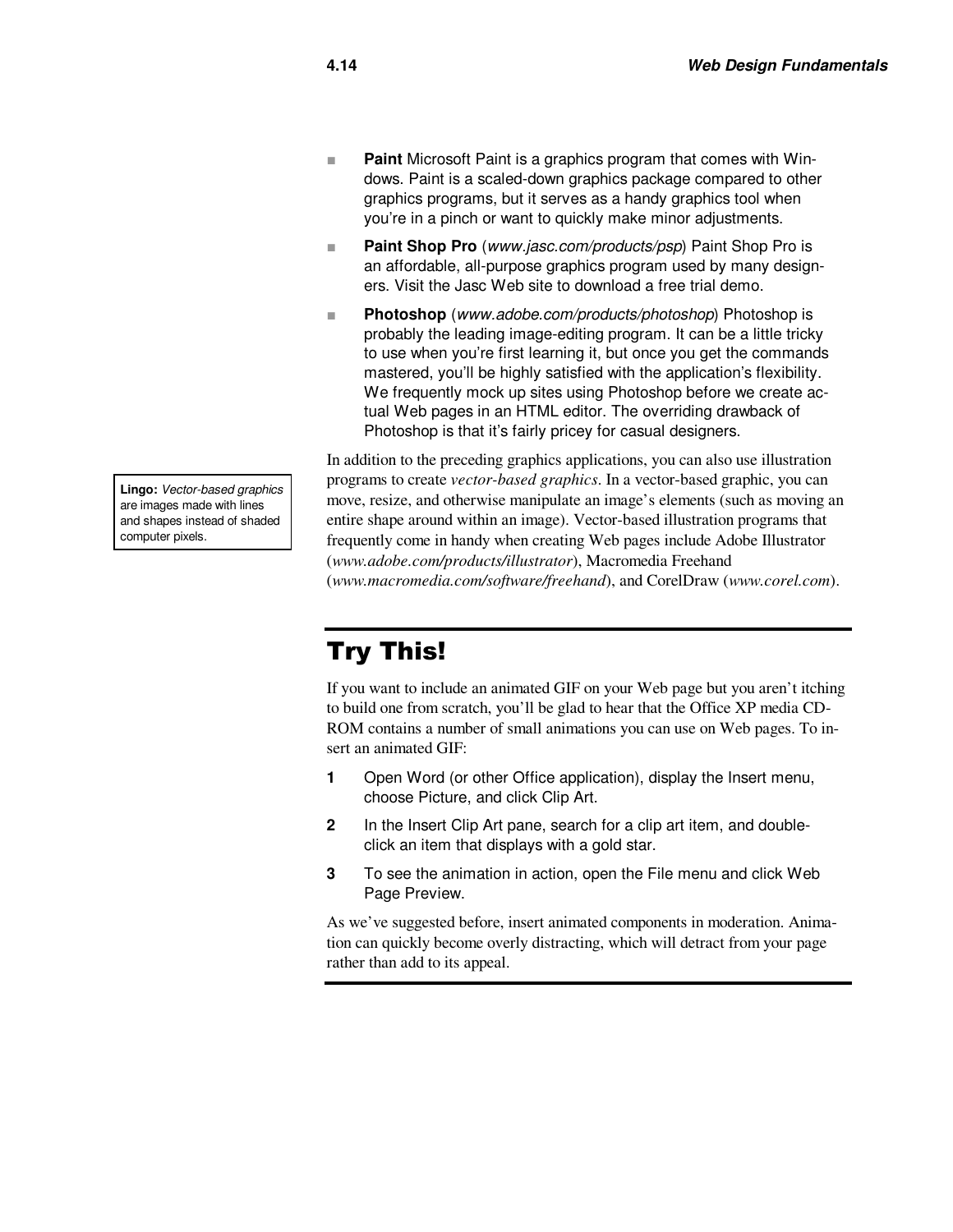- **Paint** Microsoft Paint is a graphics program that comes with Windows. Paint is a scaled-down graphics package compared to other graphics programs, but it serves as a handy graphics tool when you're in a pinch or want to quickly make minor adjustments.
- **Paint Shop Pro** (*www.jasc.com/products/psp*) Paint Shop Pro is an affordable, all-purpose graphics program used by many designers. Visit the Jasc Web site to download a free trial demo.
- **Photoshop** (*www.adobe.com/products/photoshop*) Photoshop is probably the leading image-editing program. It can be a little tricky to use when you're first learning it, but once you get the commands mastered, you'll be highly satisfied with the application's flexibility. We frequently mock up sites using Photoshop before we create actual Web pages in an HTML editor. The overriding drawback of Photoshop is that it's fairly pricey for casual designers.

In addition to the preceding graphics applications, you can also use illustration programs to create *vector-based graphics*. In a vector-based graphic, you can move, resize, and otherwise manipulate an image's elements (such as moving an entire shape around within an image). Vector-based illustration programs that frequently come in handy when creating Web pages include Adobe Illustrator (*www.adobe.com/products/illustrator*), Macromedia Freehand (*www.macromedia.com/software/freehand*), and CorelDraw (*www.corel.com*).

> **Lingo:** *Vector-based graphics* are images made with lines and shapes instead of shaded computer pixels.

## Try This!

If you want to include an animated GIF on your Web page but you aren't itching to build one from scratch, you'll be glad to hear that the Office XP media CD-ROM contains a number of small animations you can use on Web pages. To insert an animated GIF:

1. Open Word (or other Office application), display the Insert menu, choose Picture, and click Clip Art.
2. In the Insert Clip Art pane, search for a clip art item, and double-click an item that displays with a gold star.
3. To see the animation in action, open the File menu and click Web Page Preview.

As we've suggested before, insert animated components in moderation. Animation can quickly become overly distracting, which will detract from your page rather than add to its appeal.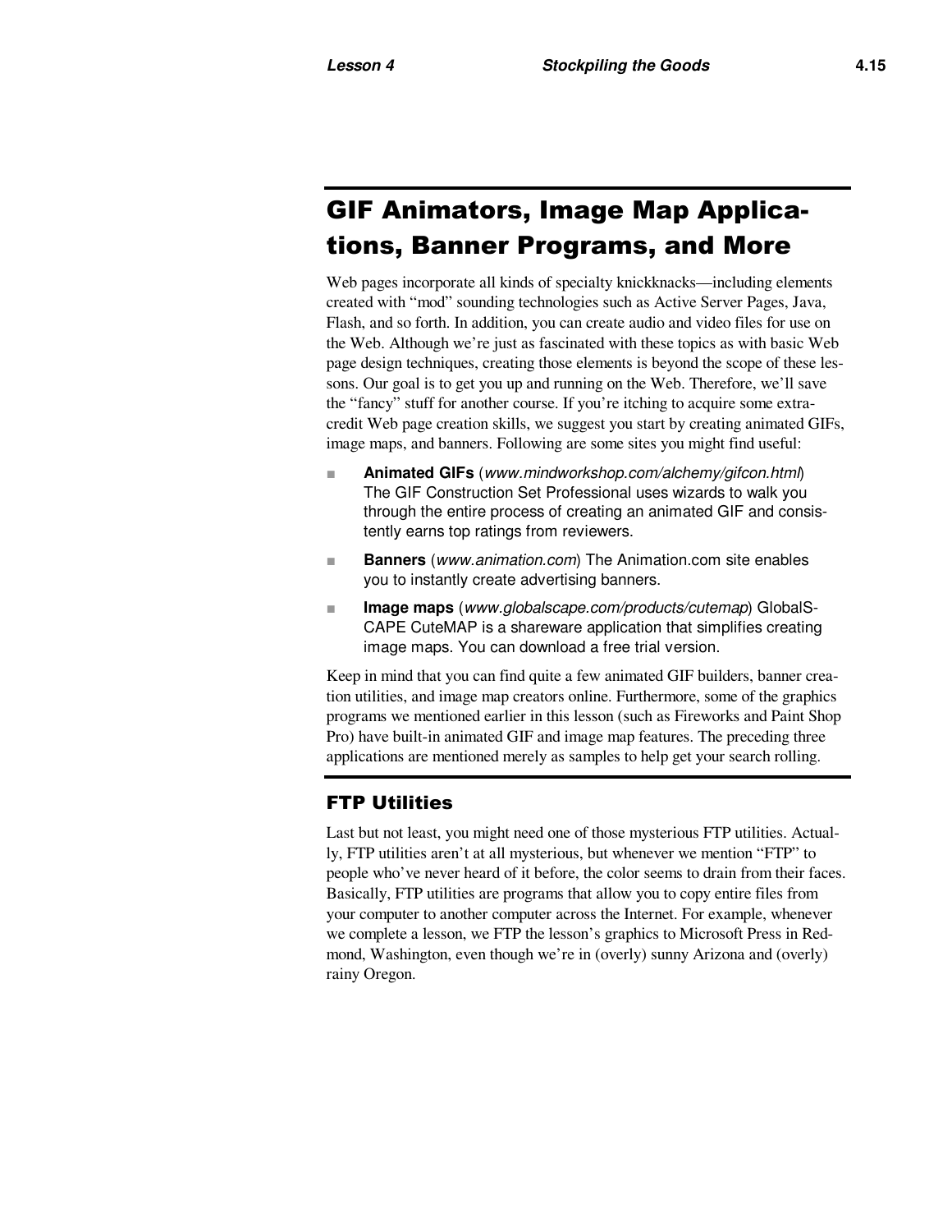## GIF Animators, Image Map Applications, Banner Programs, and More

Web pages incorporate all kinds of specialty knickknacks—including elements created with "mod" sounding technologies such as Active Server Pages, Java, Flash, and so forth. In addition, you can create audio and video files for use on the Web. Although we're just as fascinated with these topics as with basic Web page design techniques, creating those elements is beyond the scope of these lessons. Our goal is to get you up and running on the Web. Therefore, we'll save the "fancy" stuff for another course. If you're itching to acquire some extra-credit Web page creation skills, we suggest you start by creating animated GIFs, image maps, and banners. Following are some sites you might find useful:

- **Animated GIFs** (*www.mindworkshop.com/alchemy/gifcon.html*) The GIF Construction Set Professional uses wizards to walk you through the entire process of creating an animated GIF and consistently earns top ratings from reviewers.
- **Banners** (*www.animation.com*) The Animation.com site enables you to instantly create advertising banners.
- **Image maps** (*www.globalscape.com/products/cutemap*) GlobalSCAPE CuteMAP is a shareware application that simplifies creating image maps. You can download a free trial version.

Keep in mind that you can find quite a few animated GIF builders, banner creation utilities, and image map creators online. Furthermore, some of the graphics programs we mentioned earlier in this lesson (such as Fireworks and Paint Shop Pro) have built-in animated GIF and image map features. The preceding three applications are mentioned merely as samples to help get your search rolling.

### FTP Utilities

Last but not least, you might need one of those mysterious FTP utilities. Actually, FTP utilities aren't at all mysterious, but whenever we mention "FTP" to people who've never heard of it before, the color seems to drain from their faces. Basically, FTP utilities are programs that allow you to copy entire files from your computer to another computer across the Internet. For example, whenever we complete a lesson, we FTP the lesson's graphics to Microsoft Press in Redmond, Washington, even though we're in (overly) sunny Arizona and (overly) rainy Oregon.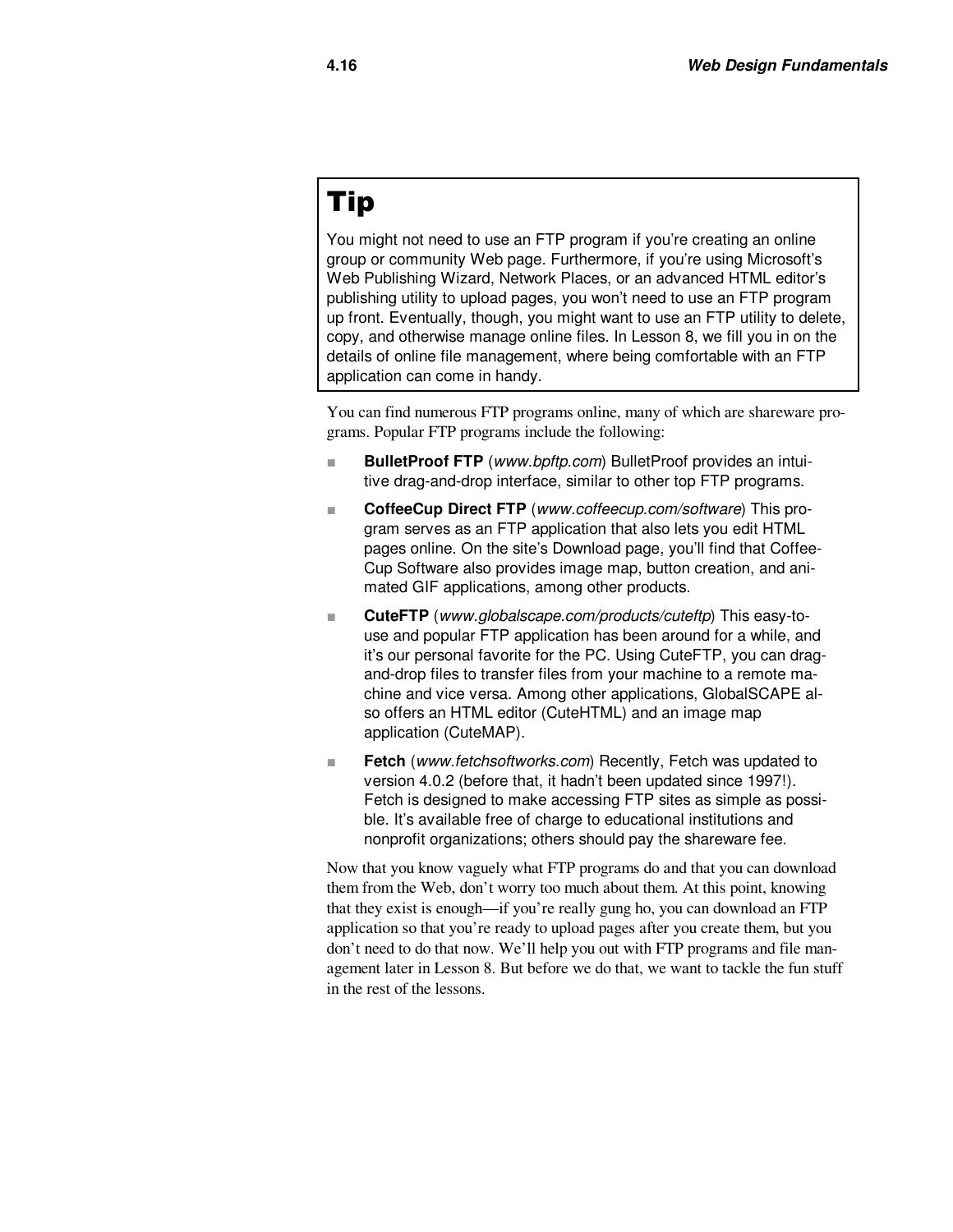## Tip

You might not need to use an FTP program if you're creating an online group or community Web page. Furthermore, if you're using Microsoft's Web Publishing Wizard, Network Places, or an advanced HTML editor's publishing utility to upload pages, you won't need to use an FTP program up front. Eventually, though, you might want to use an FTP utility to delete, copy, and otherwise manage online files. In Lesson 8, we fill you in on the details of online file management, where being comfortable with an FTP application can come in handy.

You can find numerous FTP programs online, many of which are shareware programs. Popular FTP programs include the following:

- **BulletProof FTP** (*www.bpftp.com*) BulletProof provides an intuitive drag-and-drop interface, similar to other top FTP programs.
- **CoffeeCup Direct FTP** (*www.coffeecup.com/software*) This program serves as an FTP application that also lets you edit HTML pages online. On the site's Download page, you'll find that CoffeeCup Software also provides image map, button creation, and animated GIF applications, among other products.
- **CuteFTP** (*www.globalscape.com/products/cuteftp*) This easy-to-use and popular FTP application has been around for a while, and it's our personal favorite for the PC. Using CuteFTP, you can drag-and-drop files to transfer files from your machine to a remote machine and vice versa. Among other applications, GlobalSCAPE also offers an HTML editor (CuteHTML) and an image map application (CuteMAP).
- **Fetch** (*www.fetchsoftworks.com*) Recently, Fetch was updated to version 4.0.2 (before that, it hadn't been updated since 1997!). Fetch is designed to make accessing FTP sites as simple as possible. It's available free of charge to educational institutions and nonprofit organizations; others should pay the shareware fee.

Now that you know vaguely what FTP programs do and that you can download them from the Web, don't worry too much about them. At this point, knowing that they exist is enough—if you're really gung ho, you can download an FTP application so that you're ready to upload pages after you create them, but you don't need to do that now. We'll help you out with FTP programs and file management later in Lesson 8. But before we do that, we want to tackle the fun stuff in the rest of the lessons.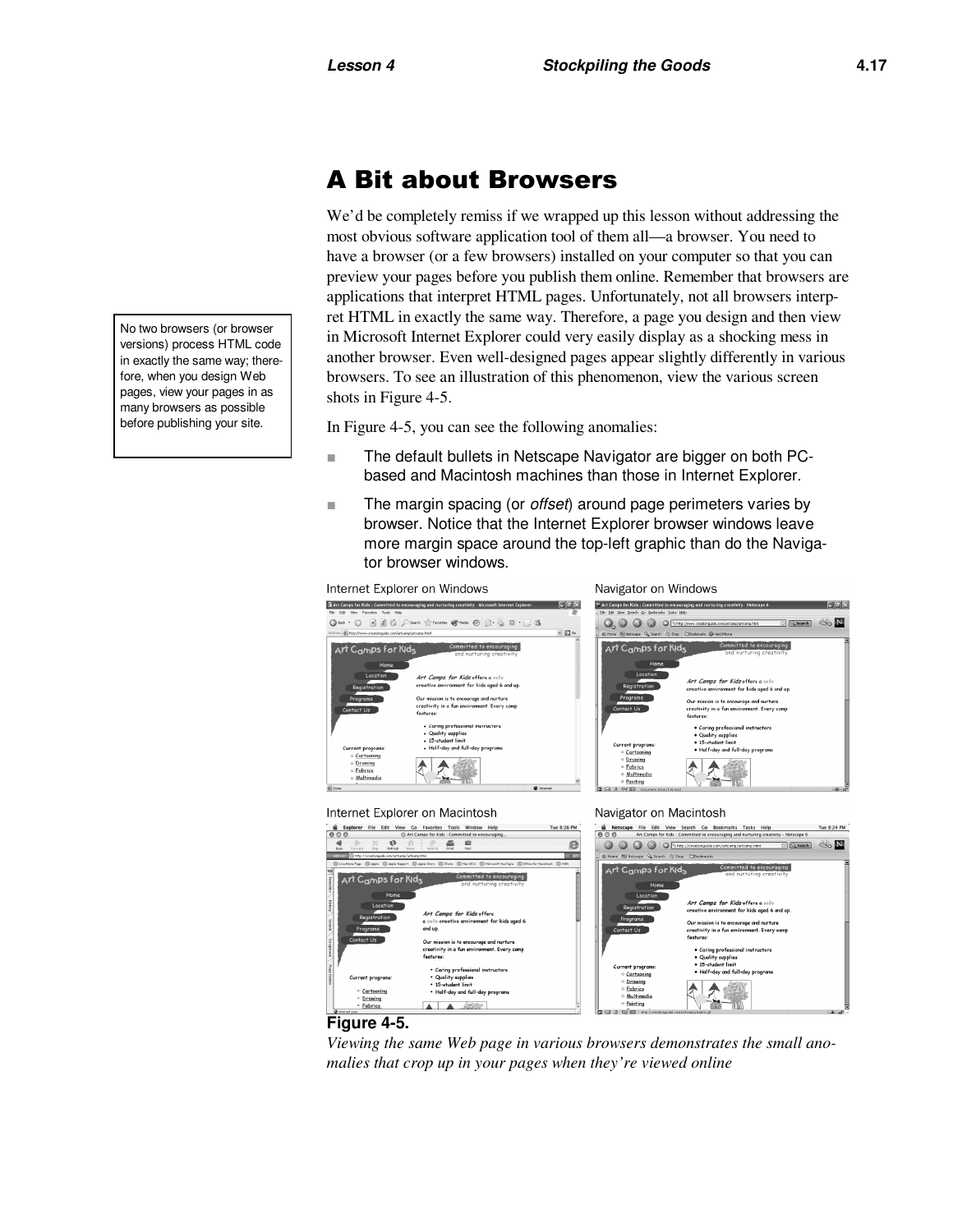## A Bit about Browsers

We'd be completely remiss if we wrapped up this lesson without addressing the most obvious software application tool of them all—a browser. You need to have a browser (or a few browsers) installed on your computer so that you can preview your pages before you publish them online. Remember that browsers are applications that interpret HTML pages. Unfortunately, not all browsers interpret HTML in exactly the same way. Therefore, a page you design and then view in Microsoft Internet Explorer could very easily display as a shocking mess in another browser. Even well-designed pages appear slightly differently in various browsers. To see an illustration of this phenomenon, view the various screen shots in Figure 4-5.

> No two browsers (or browser versions) process HTML code in exactly the same way; therefore, when you design Web pages, view your pages in as many browsers as possible before publishing your site.

In Figure 4-5, you can see the following anomalies:

- The default bullets in Netscape Navigator are bigger on both PC-based and Macintosh machines than those in Internet Explorer.
- The margin spacing (or *offset*) around page perimeters varies by browser. Notice that the Internet Explorer browser windows leave more margin space around the top-left graphic than do the Navigator browser windows.

Internet Explorer on Windows | Navigator on Windows

Internet Explorer on Macintosh | Navigator on Macintosh

**Figure 4-5.**

*Viewing the same Web page in various browsers demonstrates the small anomalies that crop up in your pages when they're viewed online*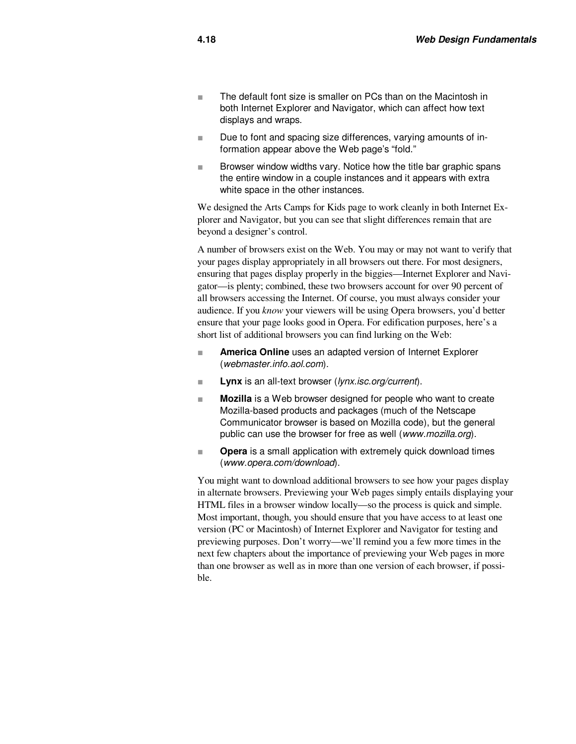- The default font size is smaller on PCs than on the Macintosh in both Internet Explorer and Navigator, which can affect how text displays and wraps.
- Due to font and spacing size differences, varying amounts of information appear above the Web page's "fold."
- Browser window widths vary. Notice how the title bar graphic spans the entire window in a couple instances and it appears with extra white space in the other instances.

We designed the Arts Camps for Kids page to work cleanly in both Internet Explorer and Navigator, but you can see that slight differences remain that are beyond a designer's control.

A number of browsers exist on the Web. You may or may not want to verify that your pages display appropriately in all browsers out there. For most designers, ensuring that pages display properly in the biggies—Internet Explorer and Navigator—is plenty; combined, these two browsers account for over 90 percent of all browsers accessing the Internet. Of course, you must always consider your audience. If you *know* your viewers will be using Opera browsers, you'd better ensure that your page looks good in Opera. For edification purposes, here's a short list of additional browsers you can find lurking on the Web:

- **America Online** uses an adapted version of Internet Explorer (*webmaster.info.aol.com*).
- **Lynx** is an all-text browser (*lynx.isc.org/current*).
- **Mozilla** is a Web browser designed for people who want to create Mozilla-based products and packages (much of the Netscape Communicator browser is based on Mozilla code), but the general public can use the browser for free as well (*www.mozilla.org*).
- **Opera** is a small application with extremely quick download times (*www.opera.com/download*).

You might want to download additional browsers to see how your pages display in alternate browsers. Previewing your Web pages simply entails displaying your HTML files in a browser window locally—so the process is quick and simple. Most important, though, you should ensure that you have access to at least one version (PC or Macintosh) of Internet Explorer and Navigator for testing and previewing purposes. Don't worry—we'll remind you a few more times in the next few chapters about the importance of previewing your Web pages in more than one browser as well as in more than one version of each browser, if possible.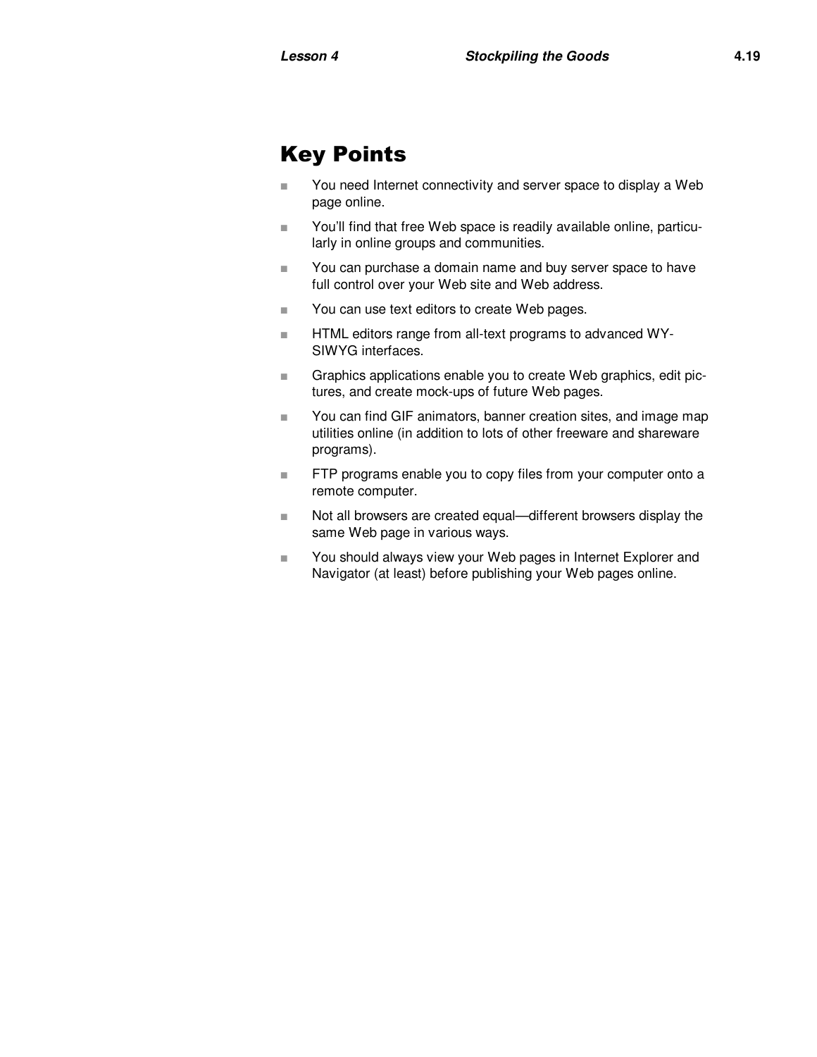## Key Points

- You need Internet connectivity and server space to display a Web page online.
- You'll find that free Web space is readily available online, particularly in online groups and communities.
- You can purchase a domain name and buy server space to have full control over your Web site and Web address.
- You can use text editors to create Web pages.
- HTML editors range from all-text programs to advanced WYSIWYG interfaces.
- Graphics applications enable you to create Web graphics, edit pictures, and create mock-ups of future Web pages.
- You can find GIF animators, banner creation sites, and image map utilities online (in addition to lots of other freeware and shareware programs).
- FTP programs enable you to copy files from your computer onto a remote computer.
- Not all browsers are created equal—different browsers display the same Web page in various ways.
- You should always view your Web pages in Internet Explorer and Navigator (at least) before publishing your Web pages online.